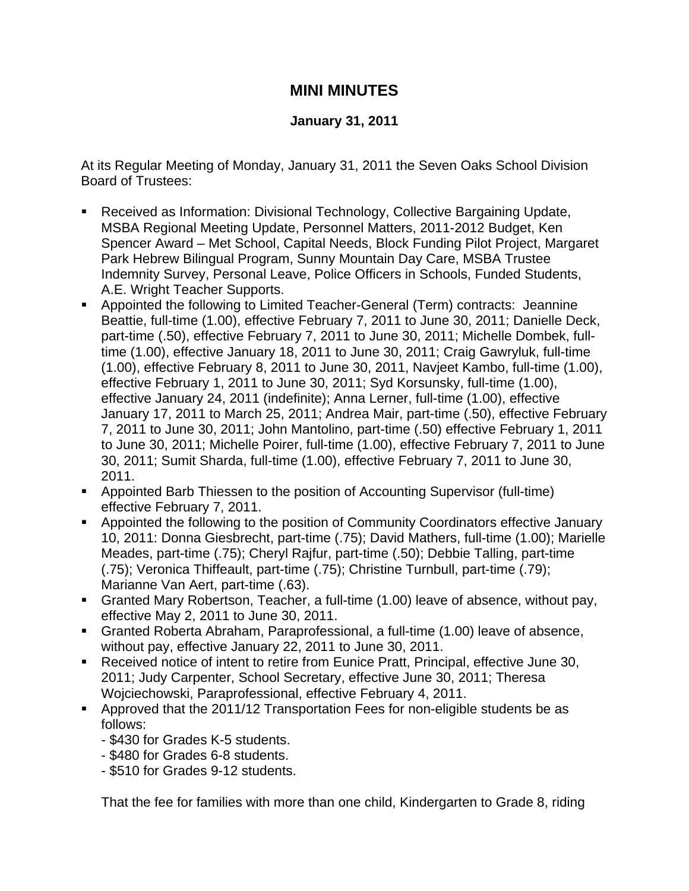# MINI MINUTES

**January 31, 2011**

At its Regular Meeting of Monday, January 31, 2011 the Seven Oaks School Division Board of Trustees:

- Received as Information: Divisional Technology, Collective Bargaining Update, MSBA Regional Meeting Update, Personnel Matters, 2011-2012 Budget, Ken Spencer Award – Met School, Capital Needs, Block Funding Pilot Project, Margaret Park Hebrew Bilingual Program, Sunny Mountain Day Care, MSBA Trustee Indemnity Survey, Personal Leave, Police Officers in Schools, Funded Students, A.E. Wright Teacher Supports.
- Appointed the following to Limited Teacher-General (Term) contracts: Jeannine Beattie, full-time (1.00), effective February 7, 2011 to June 30, 2011; Danielle Deck, part-time (.50), effective February 7, 2011 to June 30, 2011; Michelle Dombek, full-time (1.00), effective January 18, 2011 to June 30, 2011; Craig Gawryluk, full-time (1.00), effective February 8, 2011 to June 30, 2011, Navjeet Kambo, full-time (1.00), effective February 1, 2011 to June 30, 2011; Syd Korsunsky, full-time (1.00), effective January 24, 2011 (indefinite); Anna Lerner, full-time (1.00), effective January 17, 2011 to March 25, 2011; Andrea Mair, part-time (.50), effective February 7, 2011 to June 30, 2011; John Mantolino, part-time (.50) effective February 1, 2011 to June 30, 2011; Michelle Poirer, full-time (1.00), effective February 7, 2011 to June 30, 2011; Sumit Sharda, full-time (1.00), effective February 7, 2011 to June 30, 2011.
- Appointed Barb Thiessen to the position of Accounting Supervisor (full-time) effective February 7, 2011.
- Appointed the following to the position of Community Coordinators effective January 10, 2011: Donna Giesbrecht, part-time (.75); David Mathers, full-time (1.00); Marielle Meades, part-time (.75); Cheryl Rajfur, part-time (.50); Debbie Talling, part-time (.75); Veronica Thiffeault, part-time (.75); Christine Turnbull, part-time (.79); Marianne Van Aert, part-time (.63).
- Granted Mary Robertson, Teacher, a full-time (1.00) leave of absence, without pay, effective May 2, 2011 to June 30, 2011.
- Granted Roberta Abraham, Paraprofessional, a full-time (1.00) leave of absence, without pay, effective January 22, 2011 to June 30, 2011.
- Received notice of intent to retire from Eunice Pratt, Principal, effective June 30, 2011; Judy Carpenter, School Secretary, effective June 30, 2011; Theresa Wojciechowski, Paraprofessional, effective February 4, 2011.
- Approved that the 2011/12 Transportation Fees for non-eligible students be as follows:
  - $430 for Grades K-5 students.
  - $480 for Grades 6-8 students.
  - $510 for Grades 9-12 students.

  That the fee for families with more than one child, Kindergarten to Grade 8, riding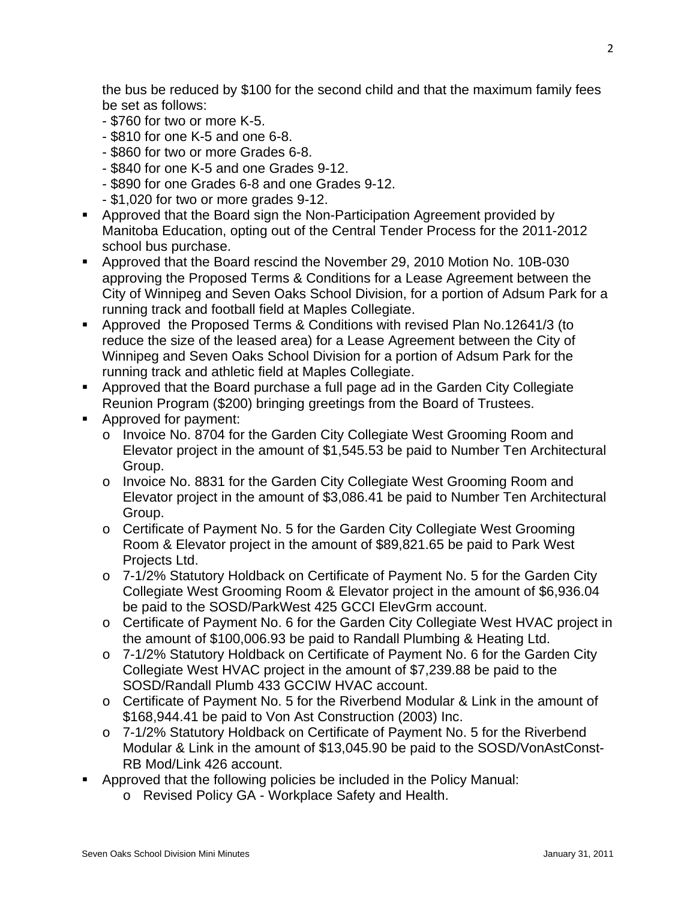the bus be reduced by $100 for the second child and that the maximum family fees be set as follows:

- $760 for two or more K-5.
- $810 for one K-5 and one 6-8.
- $860 for two or more Grades 6-8.
- $840 for one K-5 and one Grades 9-12.
- $890 for one Grades 6-8 and one Grades 9-12.
- $1,020 for two or more grades 9-12.

- Approved that the Board sign the Non-Participation Agreement provided by Manitoba Education, opting out of the Central Tender Process for the 2011-2012 school bus purchase.
- Approved that the Board rescind the November 29, 2010 Motion No. 10B-030 approving the Proposed Terms & Conditions for a Lease Agreement between the City of Winnipeg and Seven Oaks School Division, for a portion of Adsum Park for a running track and football field at Maples Collegiate.
- Approved the Proposed Terms & Conditions with revised Plan No.12641/3 (to reduce the size of the leased area) for a Lease Agreement between the City of Winnipeg and Seven Oaks School Division for a portion of Adsum Park for the running track and athletic field at Maples Collegiate.
- Approved that the Board purchase a full page ad in the Garden City Collegiate Reunion Program ($200) bringing greetings from the Board of Trustees.
- Approved for payment:
  - Invoice No. 8704 for the Garden City Collegiate West Grooming Room and Elevator project in the amount of $1,545.53 be paid to Number Ten Architectural Group.
  - Invoice No. 8831 for the Garden City Collegiate West Grooming Room and Elevator project in the amount of $3,086.41 be paid to Number Ten Architectural Group.
  - Certificate of Payment No. 5 for the Garden City Collegiate West Grooming Room & Elevator project in the amount of $89,821.65 be paid to Park West Projects Ltd.
  - 7-1/2% Statutory Holdback on Certificate of Payment No. 5 for the Garden City Collegiate West Grooming Room & Elevator project in the amount of $6,936.04 be paid to the SOSD/ParkWest 425 GCCI ElevGrm account.
  - Certificate of Payment No. 6 for the Garden City Collegiate West HVAC project in the amount of $100,006.93 be paid to Randall Plumbing & Heating Ltd.
  - 7-1/2% Statutory Holdback on Certificate of Payment No. 6 for the Garden City Collegiate West HVAC project in the amount of $7,239.88 be paid to the SOSD/Randall Plumb 433 GCCIW HVAC account.
  - Certificate of Payment No. 5 for the Riverbend Modular & Link in the amount of $168,944.41 be paid to Von Ast Construction (2003) Inc.
  - 7-1/2% Statutory Holdback on Certificate of Payment No. 5 for the Riverbend Modular & Link in the amount of $13,045.90 be paid to the SOSD/VonAstConst-RB Mod/Link 426 account.
- Approved that the following policies be included in the Policy Manual:
  - Revised Policy GA - Workplace Safety and Health.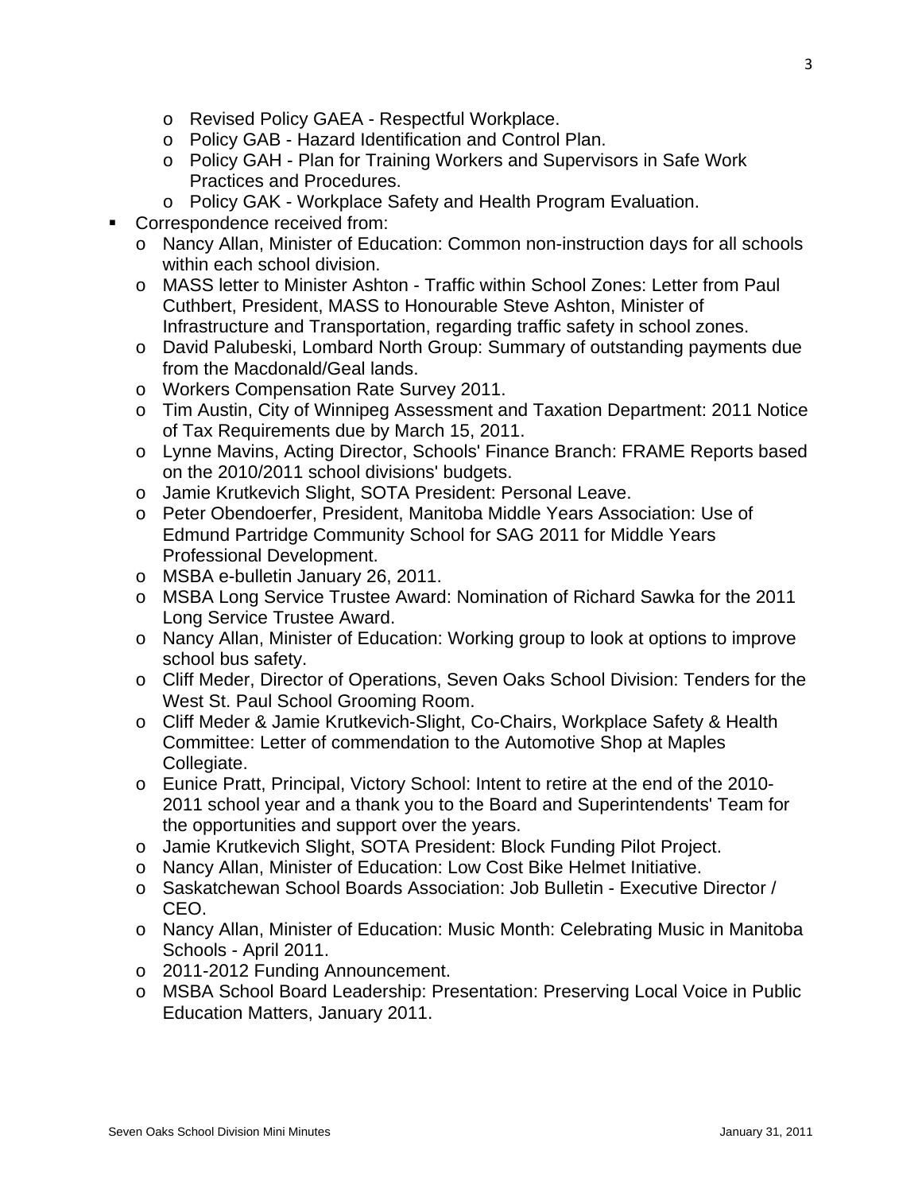- Revised Policy GAEA - Respectful Workplace.
- Policy GAB - Hazard Identification and Control Plan.
- Policy GAH - Plan for Training Workers and Supervisors in Safe Work Practices and Procedures.
- Policy GAK - Workplace Safety and Health Program Evaluation.

- Correspondence received from:
  - Nancy Allan, Minister of Education: Common non-instruction days for all schools within each school division.
  - MASS letter to Minister Ashton - Traffic within School Zones: Letter from Paul Cuthbert, President, MASS to Honourable Steve Ashton, Minister of Infrastructure and Transportation, regarding traffic safety in school zones.
  - David Palubeski, Lombard North Group: Summary of outstanding payments due from the Macdonald/Geal lands.
  - Workers Compensation Rate Survey 2011.
  - Tim Austin, City of Winnipeg Assessment and Taxation Department: 2011 Notice of Tax Requirements due by March 15, 2011.
  - Lynne Mavins, Acting Director, Schools' Finance Branch: FRAME Reports based on the 2010/2011 school divisions' budgets.
  - Jamie Krutkevich Slight, SOTA President: Personal Leave.
  - Peter Obendoerfer, President, Manitoba Middle Years Association: Use of Edmund Partridge Community School for SAG 2011 for Middle Years Professional Development.
  - MSBA e-bulletin January 26, 2011.
  - MSBA Long Service Trustee Award: Nomination of Richard Sawka for the 2011 Long Service Trustee Award.
  - Nancy Allan, Minister of Education: Working group to look at options to improve school bus safety.
  - Cliff Meder, Director of Operations, Seven Oaks School Division: Tenders for the West St. Paul School Grooming Room.
  - Cliff Meder & Jamie Krutkevich-Slight, Co-Chairs, Workplace Safety & Health Committee: Letter of commendation to the Automotive Shop at Maples Collegiate.
  - Eunice Pratt, Principal, Victory School: Intent to retire at the end of the 2010-2011 school year and a thank you to the Board and Superintendents' Team for the opportunities and support over the years.
  - Jamie Krutkevich Slight, SOTA President: Block Funding Pilot Project.
  - Nancy Allan, Minister of Education: Low Cost Bike Helmet Initiative.
  - Saskatchewan School Boards Association: Job Bulletin - Executive Director / CEO.
  - Nancy Allan, Minister of Education: Music Month: Celebrating Music in Manitoba Schools - April 2011.
  - 2011-2012 Funding Announcement.
  - MSBA School Board Leadership: Presentation: Preserving Local Voice in Public Education Matters, January 2011.